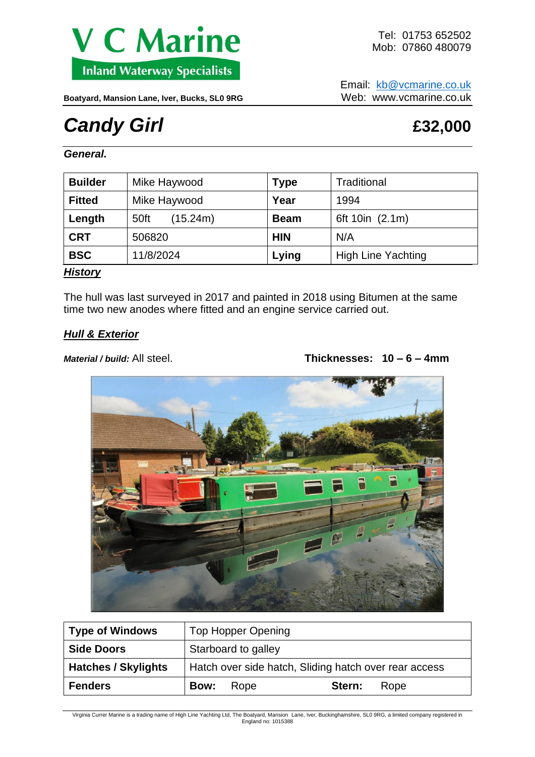# V C Marine
**Inland Waterway Specialists**

**Boatyard, Mansion Lane, Iver, Bucks, SL0 9RG**

Tel: 01753 652502
Mob: 07860 480079

Email: kb@vcmarine.co.uk
Web: www.vcmarine.co.uk

# *Candy Girl* **£32,000**

### *General.*

| **Builder** | Mike Haywood | **Type** | Traditional |
|---|---|---|---|
| **Fitted** | Mike Haywood | **Year** | 1994 |
| **Length** | 50ft (15.24m) | **Beam** | 6ft 10in (2.1m) |
| **CRT** | 506820 | **HIN** | N/A |
| **BSC** | 11/8/2024 | **Lying** | High Line Yachting |

### ***History***

The hull was last surveyed in 2017 and painted in 2018 using Bitumen at the same time two new anodes where fitted and an engine service carried out.

### ***Hull & Exterior***

***Material / build:*** All steel. **Thicknesses: 10 – 6 – 4mm**

| **Type of Windows** | Top Hopper Opening |
|---|---|
| **Side Doors** | Starboard to galley |
| **Hatches / Skylights** | Hatch over side hatch, Sliding hatch over rear access |
| **Fenders** | **Bow:** Rope **Stern:** Rope |

Virginia Currer Marine is a trading name of High Line Yachting Ltd, The Boatyard, Mansion Lane, Iver, Buckinghamshire, SL0 9RG, a limited company registered in England no: 1015388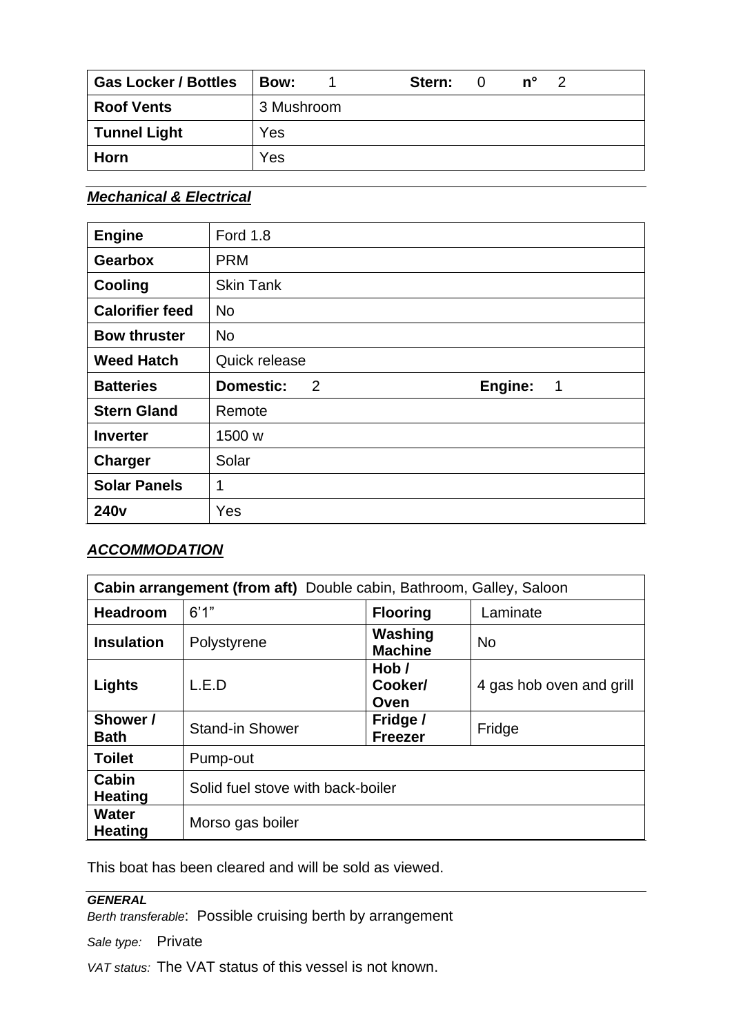| Gas Locker / Bottles | **Bow:** 1 **Stern:** 0 **n°** 2 |
|---|---|
| **Roof Vents** | 3 Mushroom |
| **Tunnel Light** | Yes |
| **Horn** | Yes |

### ***Mechanical & Electrical***

| **Engine** | Ford 1.8 |
|---|---|
| **Gearbox** | PRM |
| **Cooling** | Skin Tank |
| **Calorifier feed** | No |
| **Bow thruster** | No |
| **Weed Hatch** | Quick release |
| **Batteries** | **Domestic:** 2 **Engine:** 1 |
| **Stern Gland** | Remote |
| **Inverter** | 1500 w |
| **Charger** | Solar |
| **Solar Panels** | 1 |
| **240v** | Yes |

### ***ACCOMMODATION***

| **Cabin arrangement (from aft)** Double cabin, Bathroom, Galley, Saloon | | | |
|---|---|---|---|
| **Headroom** | 6'1" | **Flooring** | Laminate |
| **Insulation** | Polystyrene | **Washing Machine** | No |
| **Lights** | L.E.D | **Hob / Cooker/ Oven** | 4 gas hob oven and grill |
| **Shower / Bath** | Stand-in Shower | **Fridge / Freezer** | Fridge |
| **Toilet** | Pump-out | | |
| **Cabin Heating** | Solid fuel stove with back-boiler | | |
| **Water Heating** | Morso gas boiler | | |

This boat has been cleared and will be sold as viewed.

***GENERAL***

*Berth transferable*: Possible cruising berth by arrangement

*Sale type:* Private

*VAT status:* The VAT status of this vessel is not known.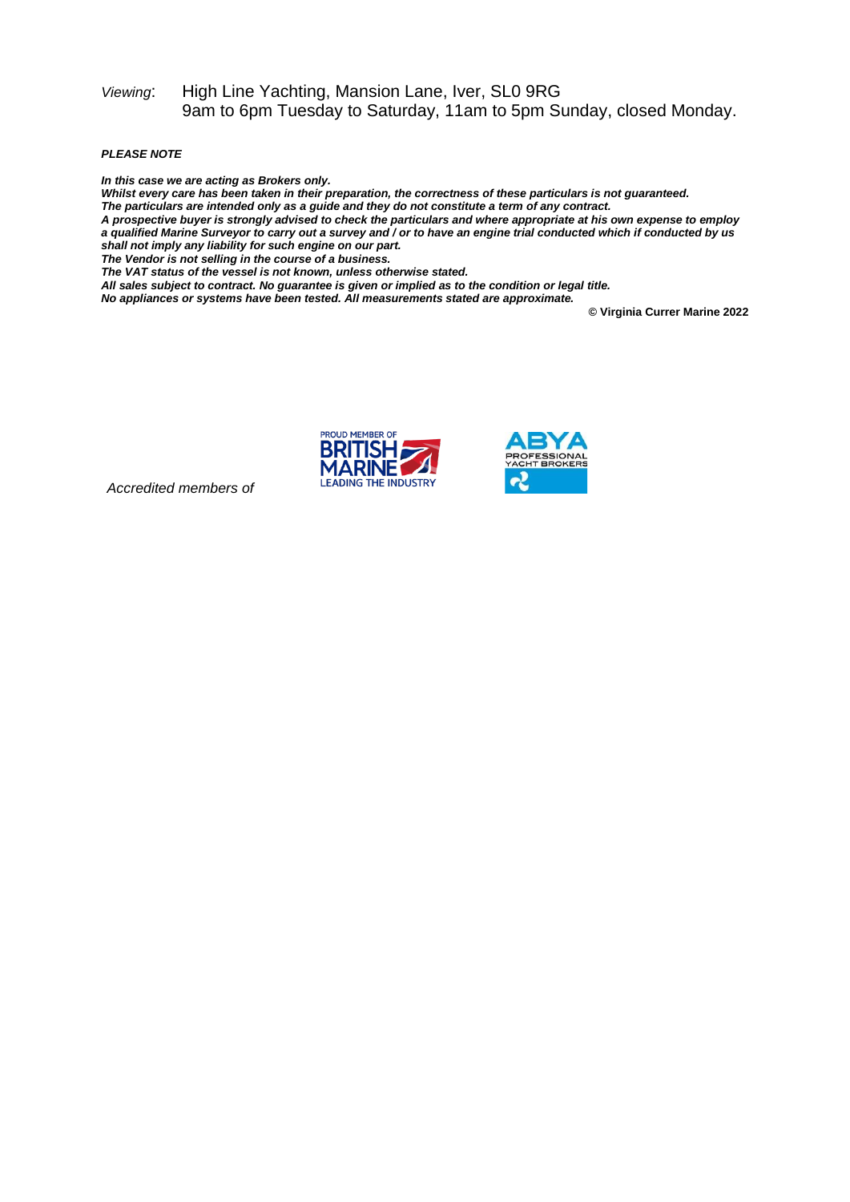*Viewing*: High Line Yachting, Mansion Lane, Iver, SL0 9RG
9am to 6pm Tuesday to Saturday, 11am to 5pm Sunday, closed Monday.

***PLEASE NOTE***

***In this case we are acting as Brokers only.***
***Whilst every care has been taken in their preparation, the correctness of these particulars is not guaranteed.***
***The particulars are intended only as a guide and they do not constitute a term of any contract.***
***A prospective buyer is strongly advised to check the particulars and where appropriate at his own expense to employ a qualified Marine Surveyor to carry out a survey and / or to have an engine trial conducted which if conducted by us shall not imply any liability for such engine on our part.***
***The Vendor is not selling in the course of a business.***
***The VAT status of the vessel is not known, unless otherwise stated.***
***All sales subject to contract. No guarantee is given or implied as to the condition or legal title.***
***No appliances or systems have been tested. All measurements stated are approximate.***

**© Virginia Currer Marine 2022**

*Accredited members of*

PROUD MEMBER OF BRITISH MARINE LEADING THE INDUSTRY

ABYA PROFESSIONAL YACHT BROKERS